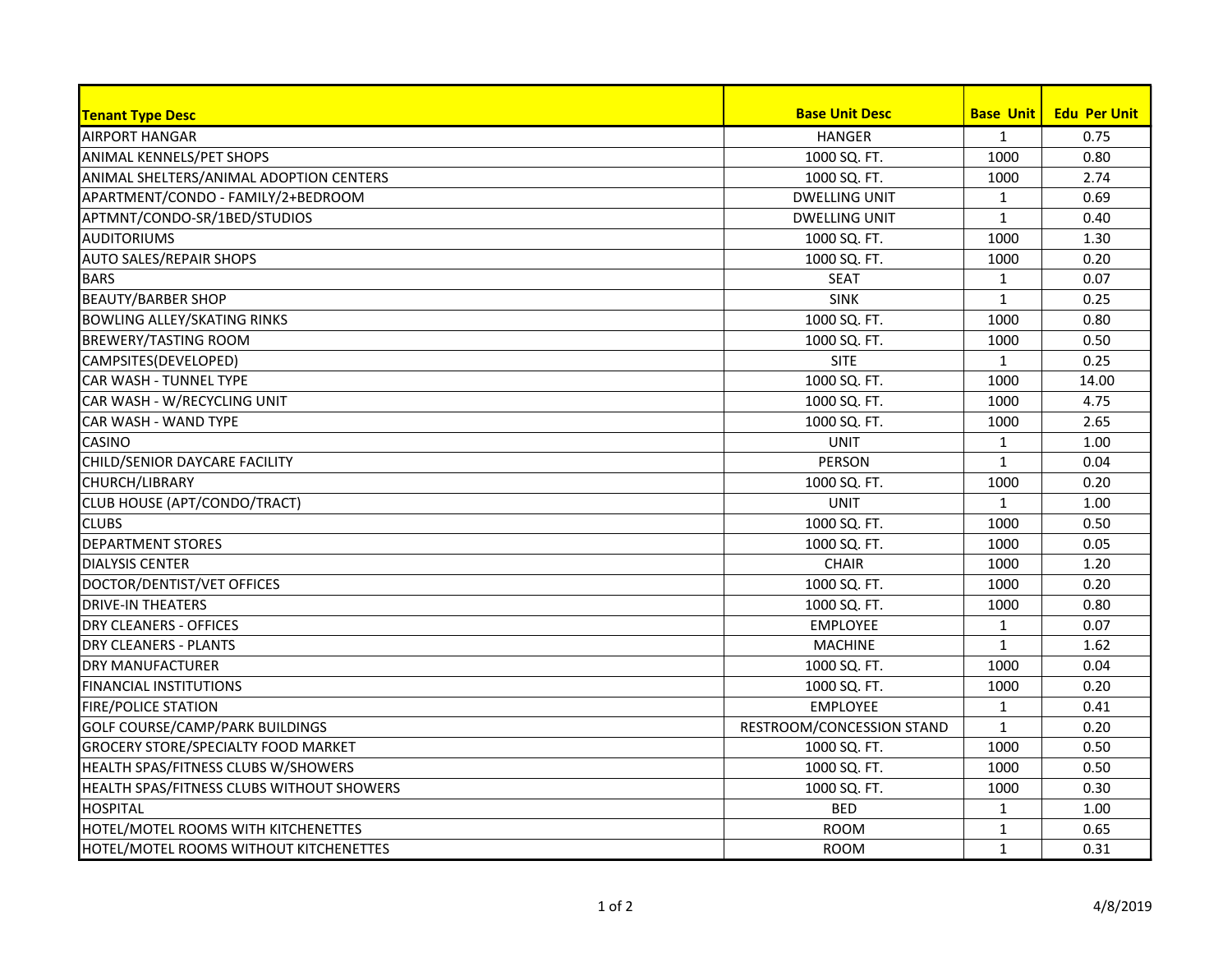| Tenant Type Desc | Base Unit Desc | Base Unit | Edu Per Unit |
|---|---|---|---|
| AIRPORT HANGAR | HANGER | 1 | 0.75 |
| ANIMAL KENNELS/PET SHOPS | 1000 SQ. FT. | 1000 | 0.80 |
| ANIMAL SHELTERS/ANIMAL ADOPTION CENTERS | 1000 SQ. FT. | 1000 | 2.74 |
| APARTMENT/CONDO - FAMILY/2+BEDROOM | DWELLING UNIT | 1 | 0.69 |
| APTMNT/CONDO-SR/1BED/STUDIOS | DWELLING UNIT | 1 | 0.40 |
| AUDITORIUMS | 1000 SQ. FT. | 1000 | 1.30 |
| AUTO SALES/REPAIR SHOPS | 1000 SQ. FT. | 1000 | 0.20 |
| BARS | SEAT | 1 | 0.07 |
| BEAUTY/BARBER SHOP | SINK | 1 | 0.25 |
| BOWLING ALLEY/SKATING RINKS | 1000 SQ. FT. | 1000 | 0.80 |
| BREWERY/TASTING ROOM | 1000 SQ. FT. | 1000 | 0.50 |
| CAMPSITES(DEVELOPED) | SITE | 1 | 0.25 |
| CAR WASH - TUNNEL TYPE | 1000 SQ. FT. | 1000 | 14.00 |
| CAR WASH - W/RECYCLING UNIT | 1000 SQ. FT. | 1000 | 4.75 |
| CAR WASH - WAND TYPE | 1000 SQ. FT. | 1000 | 2.65 |
| CASINO | UNIT | 1 | 1.00 |
| CHILD/SENIOR DAYCARE FACILITY | PERSON | 1 | 0.04 |
| CHURCH/LIBRARY | 1000 SQ. FT. | 1000 | 0.20 |
| CLUB HOUSE (APT/CONDO/TRACT) | UNIT | 1 | 1.00 |
| CLUBS | 1000 SQ. FT. | 1000 | 0.50 |
| DEPARTMENT STORES | 1000 SQ. FT. | 1000 | 0.05 |
| DIALYSIS CENTER | CHAIR | 1000 | 1.20 |
| DOCTOR/DENTIST/VET OFFICES | 1000 SQ. FT. | 1000 | 0.20 |
| DRIVE-IN THEATERS | 1000 SQ. FT. | 1000 | 0.80 |
| DRY CLEANERS - OFFICES | EMPLOYEE | 1 | 0.07 |
| DRY CLEANERS - PLANTS | MACHINE | 1 | 1.62 |
| DRY MANUFACTURER | 1000 SQ. FT. | 1000 | 0.04 |
| FINANCIAL INSTITUTIONS | 1000 SQ. FT. | 1000 | 0.20 |
| FIRE/POLICE STATION | EMPLOYEE | 1 | 0.41 |
| GOLF COURSE/CAMP/PARK BUILDINGS | RESTROOM/CONCESSION STAND | 1 | 0.20 |
| GROCERY STORE/SPECIALTY FOOD MARKET | 1000 SQ. FT. | 1000 | 0.50 |
| HEALTH SPAS/FITNESS CLUBS W/SHOWERS | 1000 SQ. FT. | 1000 | 0.50 |
| HEALTH SPAS/FITNESS CLUBS WITHOUT SHOWERS | 1000 SQ. FT. | 1000 | 0.30 |
| HOSPITAL | BED | 1 | 1.00 |
| HOTEL/MOTEL ROOMS WITH KITCHENETTES | ROOM | 1 | 0.65 |
| HOTEL/MOTEL ROOMS WITHOUT KITCHENETTES | ROOM | 1 | 0.31 |

4/8/2019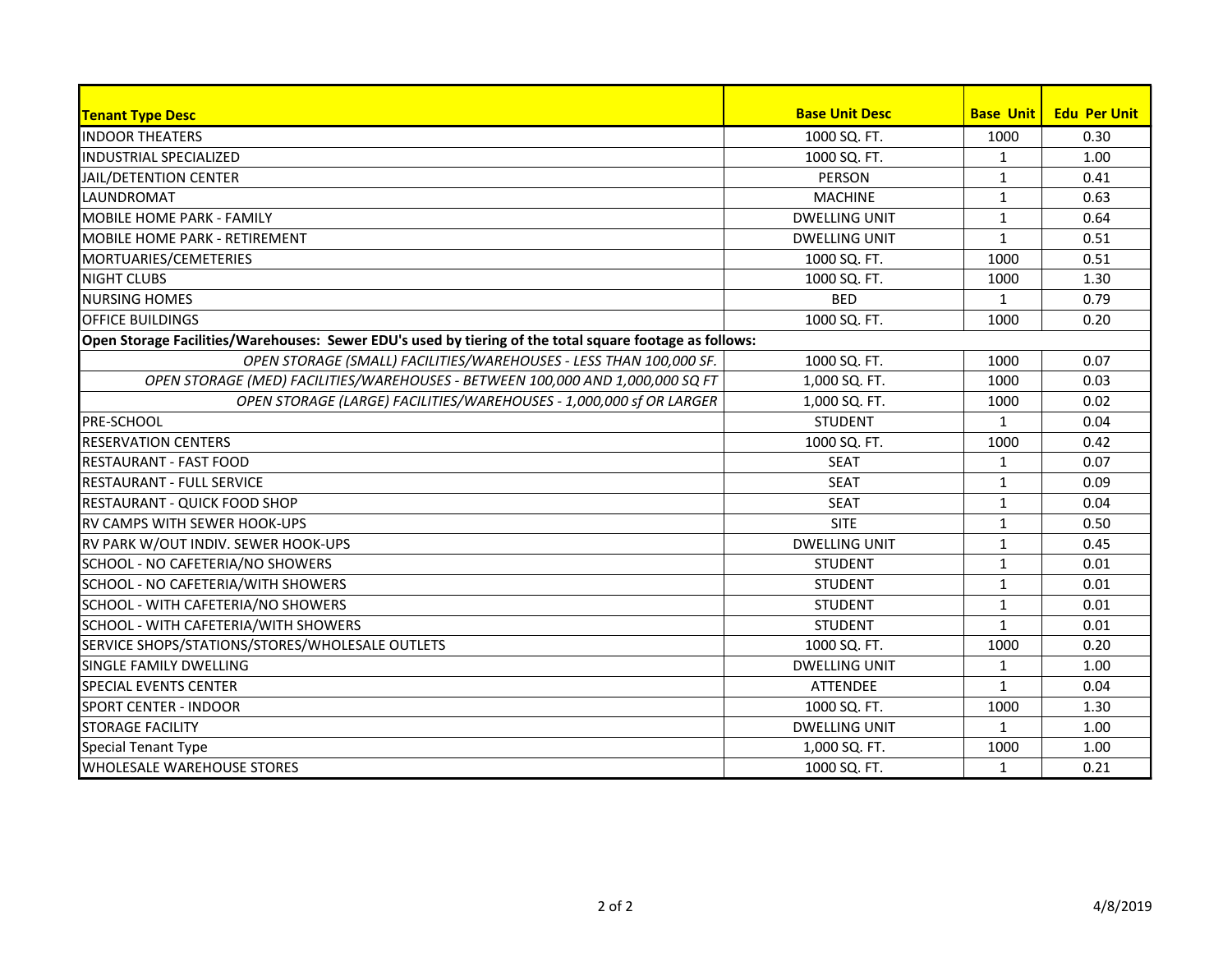| Tenant Type Desc | Base Unit Desc | Base Unit | Edu Per Unit |
|---|---|---|---|
| INDOOR THEATERS | 1000 SQ. FT. | 1000 | 0.30 |
| INDUSTRIAL SPECIALIZED | 1000 SQ. FT. | 1 | 1.00 |
| JAIL/DETENTION CENTER | PERSON | 1 | 0.41 |
| LAUNDROMAT | MACHINE | 1 | 0.63 |
| MOBILE HOME PARK - FAMILY | DWELLING UNIT | 1 | 0.64 |
| MOBILE HOME PARK - RETIREMENT | DWELLING UNIT | 1 | 0.51 |
| MORTUARIES/CEMETERIES | 1000 SQ. FT. | 1000 | 0.51 |
| NIGHT CLUBS | 1000 SQ. FT. | 1000 | 1.30 |
| NURSING HOMES | BED | 1 | 0.79 |
| OFFICE BUILDINGS | 1000 SQ. FT. | 1000 | 0.20 |
| **Open Storage Facilities/Warehouses: Sewer EDU's used by tiering of the total square footage as follows:** | | | |
| *OPEN STORAGE (SMALL) FACILITIES/WAREHOUSES - LESS THAN 100,000 SF.* | 1000 SQ. FT. | 1000 | 0.07 |
| *OPEN STORAGE (MED) FACILITIES/WAREHOUSES - BETWEEN 100,000 AND 1,000,000 SQ FT* | 1,000 SQ. FT. | 1000 | 0.03 |
| *OPEN STORAGE (LARGE) FACILITIES/WAREHOUSES - 1,000,000 sf OR LARGER* | 1,000 SQ. FT. | 1000 | 0.02 |
| PRE-SCHOOL | STUDENT | 1 | 0.04 |
| RESERVATION CENTERS | 1000 SQ. FT. | 1000 | 0.42 |
| RESTAURANT - FAST FOOD | SEAT | 1 | 0.07 |
| RESTAURANT - FULL SERVICE | SEAT | 1 | 0.09 |
| RESTAURANT - QUICK FOOD SHOP | SEAT | 1 | 0.04 |
| RV CAMPS WITH SEWER HOOK-UPS | SITE | 1 | 0.50 |
| RV PARK W/OUT INDIV. SEWER HOOK-UPS | DWELLING UNIT | 1 | 0.45 |
| SCHOOL - NO CAFETERIA/NO SHOWERS | STUDENT | 1 | 0.01 |
| SCHOOL - NO CAFETERIA/WITH SHOWERS | STUDENT | 1 | 0.01 |
| SCHOOL - WITH CAFETERIA/NO SHOWERS | STUDENT | 1 | 0.01 |
| SCHOOL - WITH CAFETERIA/WITH SHOWERS | STUDENT | 1 | 0.01 |
| SERVICE SHOPS/STATIONS/STORES/WHOLESALE OUTLETS | 1000 SQ. FT. | 1000 | 0.20 |
| SINGLE FAMILY DWELLING | DWELLING UNIT | 1 | 1.00 |
| SPECIAL EVENTS CENTER | ATTENDEE | 1 | 0.04 |
| SPORT CENTER - INDOOR | 1000 SQ. FT. | 1000 | 1.30 |
| STORAGE FACILITY | DWELLING UNIT | 1 | 1.00 |
| Special Tenant Type | 1,000 SQ. FT. | 1000 | 1.00 |
| WHOLESALE WAREHOUSE STORES | 1000 SQ. FT. | 1 | 0.21 |

4/8/2019